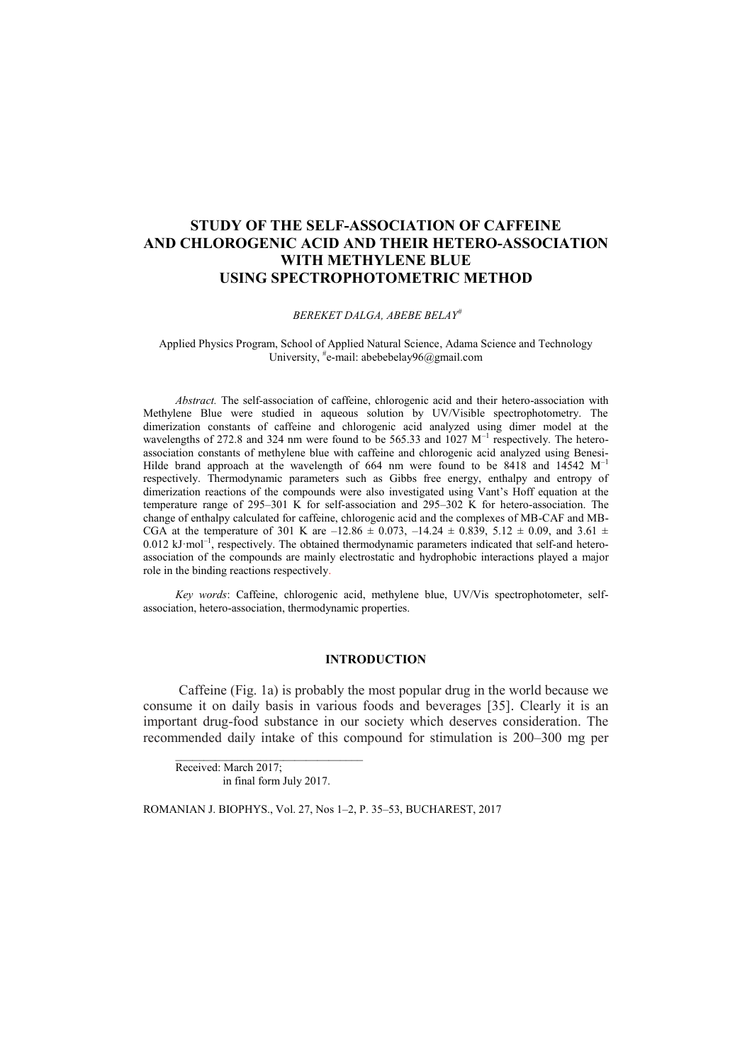# STUDY OF THE SELF-ASSOCIATION OF CAFFEINE AND CHLOROGENIC ACID AND THEIR HETERO-ASSOCIATION WITH METHYLENE BLUE USING SPECTROPHOTOMETRIC METHOD

*BEREKET DALGA, ABEBE BELAY*[#]

Applied Physics Program, School of Applied Natural Science, Adama Science and Technology University, [#]e-mail: abebebelay96@gmail.com

*Abstract.* The self-association of caffeine, chlorogenic acid and their hetero-association with Methylene Blue were studied in aqueous solution by UV/Visible spectrophotometry. The dimerization constants of caffeine and chlorogenic acid analyzed using dimer model at the wavelengths of 272.8 and 324 nm were found to be 565.33 and 1027 $M^{-1}$ respectively. The hetero-association constants of methylene blue with caffeine and chlorogenic acid analyzed using Benesi-Hilde brand approach at the wavelength of 664 nm were found to be 8418 and 14542 $M^{-1}$ respectively. Thermodynamic parameters such as Gibbs free energy, enthalpy and entropy of dimerization reactions of the compounds were also investigated using Vant's Hoff equation at the temperature range of 295–301 K for self-association and 295–302 K for hetero-association. The change of enthalpy calculated for caffeine, chlorogenic acid and the complexes of MB-CAF and MB-CGA at the temperature of 301 K are $-12.86 \pm 0.073$, $-14.24 \pm 0.839$, $5.12 \pm 0.09$, and $3.61 \pm 0.012$ $kJ \cdot mol^{-1}$, respectively. The obtained thermodynamic parameters indicated that self-and hetero-association of the compounds are mainly electrostatic and hydrophobic interactions played a major role in the binding reactions respectively.

*Key words*: Caffeine, chlorogenic acid, methylene blue, UV/Vis spectrophotometer, self-association, hetero-association, thermodynamic properties.

## INTRODUCTION

Caffeine (Fig. 1a) is probably the most popular drug in the world because we consume it on daily basis in various foods and beverages [35]. Clearly it is an important drug-food substance in our society which deserves consideration. The recommended daily intake of this compound for stimulation is 200–300 mg per

---

Received: March 2017;
in final form July 2017.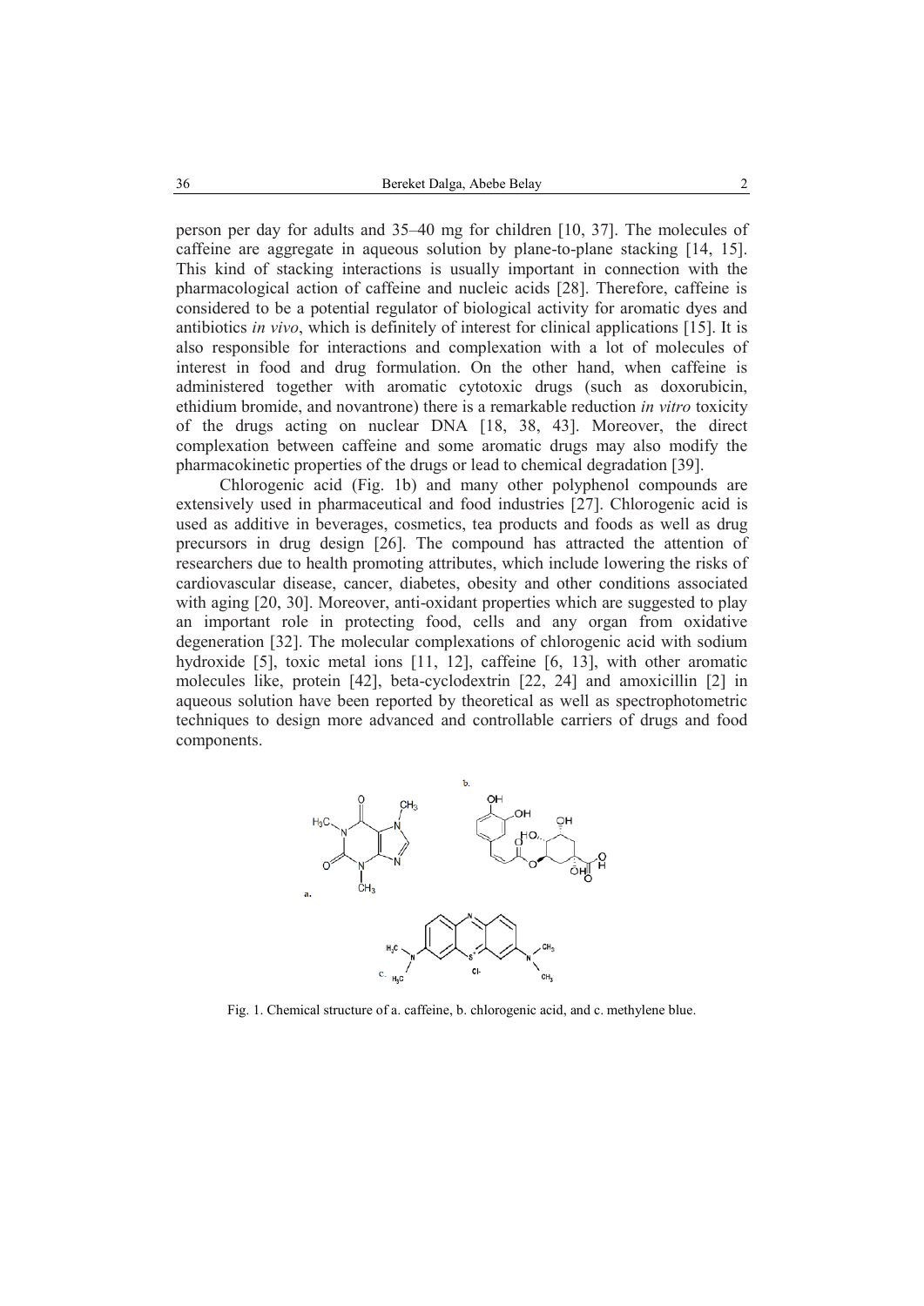person per day for adults and 35–40 mg for children [10, 37]. The molecules of caffeine are aggregate in aqueous solution by plane-to-plane stacking [14, 15]. This kind of stacking interactions is usually important in connection with the pharmacological action of caffeine and nucleic acids [28]. Therefore, caffeine is considered to be a potential regulator of biological activity for aromatic dyes and antibiotics *in vivo*, which is definitely of interest for clinical applications [15]. It is also responsible for interactions and complexation with a lot of molecules of interest in food and drug formulation. On the other hand, when caffeine is administered together with aromatic cytotoxic drugs (such as doxorubicin, ethidium bromide, and novantrone) there is a remarkable reduction *in vitro* toxicity of the drugs acting on nuclear DNA [18, 38, 43]. Moreover, the direct complexation between caffeine and some aromatic drugs may also modify the pharmacokinetic properties of the drugs or lead to chemical degradation [39].

Chlorogenic acid (Fig. 1b) and many other polyphenol compounds are extensively used in pharmaceutical and food industries [27]. Chlorogenic acid is used as additive in beverages, cosmetics, tea products and foods as well as drug precursors in drug design [26]. The compound has attracted the attention of researchers due to health promoting attributes, which include lowering the risks of cardiovascular disease, cancer, diabetes, obesity and other conditions associated with aging [20, 30]. Moreover, anti-oxidant properties which are suggested to play an important role in protecting food, cells and any organ from oxidative degeneration [32]. The molecular complexations of chlorogenic acid with sodium hydroxide [5], toxic metal ions [11, 12], caffeine [6, 13], with other aromatic molecules like, protein [42], beta-cyclodextrin [22, 24] and amoxicillin [2] in aqueous solution have been reported by theoretical as well as spectrophotometric techniques to design more advanced and controllable carriers of drugs and food components.

Fig. 1. Chemical structure of a. caffeine, b. chlorogenic acid, and c. methylene blue.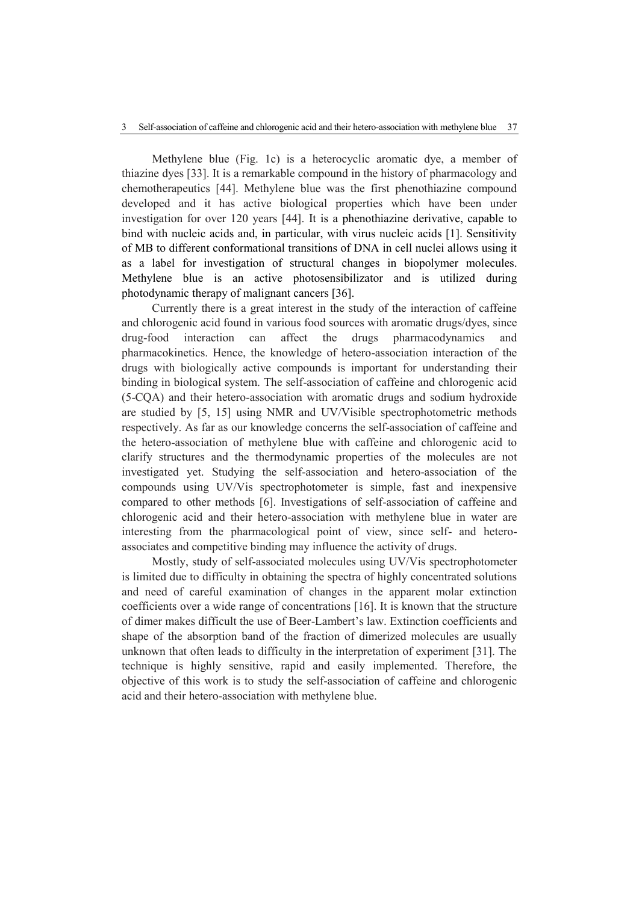Methylene blue (Fig. 1c) is a heterocyclic aromatic dye, a member of thiazine dyes [33]. It is a remarkable compound in the history of pharmacology and chemotherapeutics [44]. Methylene blue was the first phenothiazine compound developed and it has active biological properties which have been under investigation for over 120 years [44]. It is a phenothiazine derivative, capable to bind with nucleic acids and, in particular, with virus nucleic acids [1]. Sensitivity of MB to different conformational transitions of DNA in cell nuclei allows using it as a label for investigation of structural changes in biopolymer molecules. Methylene blue is an active photosensibilizator and is utilized during photodynamic therapy of malignant cancers [36].

Currently there is a great interest in the study of the interaction of caffeine and chlorogenic acid found in various food sources with aromatic drugs/dyes, since drug-food interaction can affect the drugs pharmacodynamics and pharmacokinetics. Hence, the knowledge of hetero-association interaction of the drugs with biologically active compounds is important for understanding their binding in biological system. The self-association of caffeine and chlorogenic acid (5-CQA) and their hetero-association with aromatic drugs and sodium hydroxide are studied by [5, 15] using NMR and UV/Visible spectrophotometric methods respectively. As far as our knowledge concerns the self-association of caffeine and the hetero-association of methylene blue with caffeine and chlorogenic acid to clarify structures and the thermodynamic properties of the molecules are not investigated yet. Studying the self-association and hetero-association of the compounds using UV/Vis spectrophotometer is simple, fast and inexpensive compared to other methods [6]. Investigations of self-association of caffeine and chlorogenic acid and their hetero-association with methylene blue in water are interesting from the pharmacological point of view, since self- and hetero-associates and competitive binding may influence the activity of drugs.

Mostly, study of self-associated molecules using UV/Vis spectrophotometer is limited due to difficulty in obtaining the spectra of highly concentrated solutions and need of careful examination of changes in the apparent molar extinction coefficients over a wide range of concentrations [16]. It is known that the structure of dimer makes difficult the use of Beer-Lambert's law. Extinction coefficients and shape of the absorption band of the fraction of dimerized molecules are usually unknown that often leads to difficulty in the interpretation of experiment [31]. The technique is highly sensitive, rapid and easily implemented. Therefore, the objective of this work is to study the self-association of caffeine and chlorogenic acid and their hetero-association with methylene blue.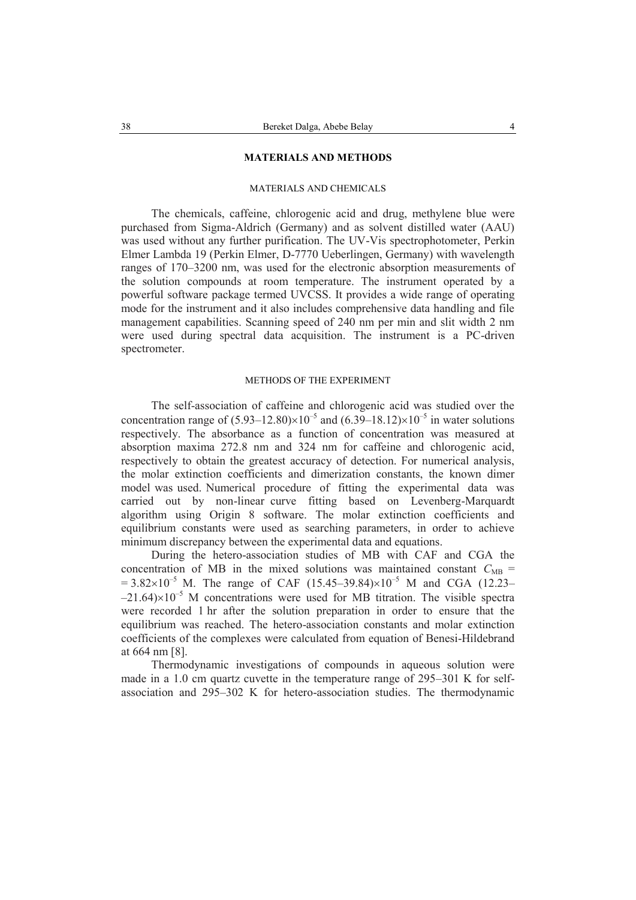## MATERIALS AND METHODS

### MATERIALS AND CHEMICALS

The chemicals, caffeine, chlorogenic acid and drug, methylene blue were purchased from Sigma-Aldrich (Germany) and as solvent distilled water (AAU) was used without any further purification. The UV-Vis spectrophotometer, Perkin Elmer Lambda 19 (Perkin Elmer, D-7770 Ueberlingen, Germany) with wavelength ranges of 170–3200 nm, was used for the electronic absorption measurements of the solution compounds at room temperature. The instrument operated by a powerful software package termed UVCSS. It provides a wide range of operating mode for the instrument and it also includes comprehensive data handling and file management capabilities. Scanning speed of 240 nm per min and slit width 2 nm were used during spectral data acquisition. The instrument is a PC-driven spectrometer.

### METHODS OF THE EXPERIMENT

The self-association of caffeine and chlorogenic acid was studied over the concentration range of $(5.93–12.80)\times10^{-5}$ and $(6.39–18.12)\times10^{-5}$ in water solutions respectively. The absorbance as a function of concentration was measured at absorption maxima 272.8 nm and 324 nm for caffeine and chlorogenic acid, respectively to obtain the greatest accuracy of detection. For numerical analysis, the molar extinction coefficients and dimerization constants, the known dimer model was used. Numerical procedure of fitting the experimental data was carried out by non-linear curve fitting based on Levenberg-Marquardt algorithm using Origin 8 software. The molar extinction coefficients and equilibrium constants were used as searching parameters, in order to achieve minimum discrepancy between the experimental data and equations.

During the hetero-association studies of MB with CAF and CGA the concentration of MB in the mixed solutions was maintained constant $C_{\text{MB}} = 3.82\times10^{-5}$ M. The range of CAF $(15.45–39.84)\times10^{-5}$ M and CGA $(12.23–21.64)\times10^{-5}$ M concentrations were used for MB titration. The visible spectra were recorded 1 hr after the solution preparation in order to ensure that the equilibrium was reached. The hetero-association constants and molar extinction coefficients of the complexes were calculated from equation of Benesi-Hildebrand at 664 nm [8].

Thermodynamic investigations of compounds in aqueous solution were made in a 1.0 cm quartz cuvette in the temperature range of 295–301 K for self-association and 295–302 K for hetero-association studies. The thermodynamic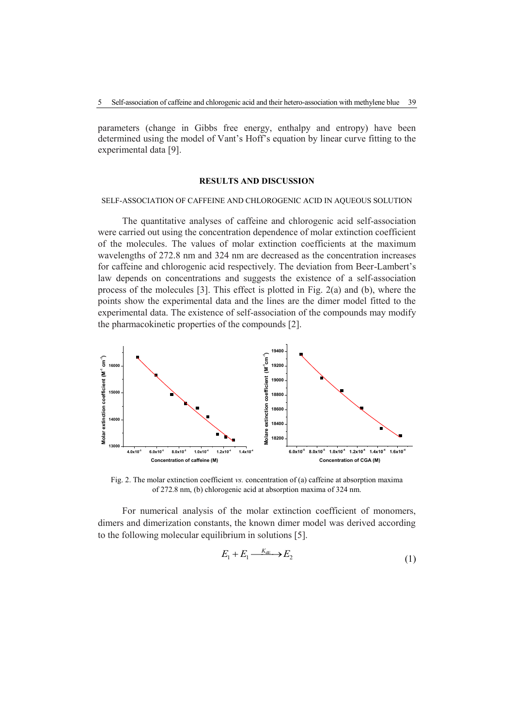parameters (change in Gibbs free energy, enthalpy and entropy) have been determined using the model of Vant's Hoff's equation by linear curve fitting to the experimental data [9].

## RESULTS AND DISCUSSION

### SELF-ASSOCIATION OF CAFFEINE AND CHLOROGENIC ACID IN AQUEOUS SOLUTION

The quantitative analyses of caffeine and chlorogenic acid self-association were carried out using the concentration dependence of molar extinction coefficient of the molecules. The values of molar extinction coefficients at the maximum wavelengths of 272.8 nm and 324 nm are decreased as the concentration increases for caffeine and chlorogenic acid respectively. The deviation from Beer-Lambert's law depends on concentrations and suggests the existence of a self-association process of the molecules [3]. This effect is plotted in Fig. 2(a) and (b), where the points show the experimental data and the lines are the dimer model fitted to the experimental data. The existence of self-association of the compounds may modify the pharmacokinetic properties of the compounds [2].

Fig. 2. The molar extinction coefficient *vs.* concentration of (a) caffeine at absorption maxima of 272.8 nm, (b) chlorogenic acid at absorption maxima of 324 nm.

For numerical analysis of the molar extinction coefficient of monomers, dimers and dimerization constants, the known dimer model was derived according to the following molecular equilibrium in solutions [5].

$$E_1 + E_1 \xrightarrow{K_{dE}} E_2 \tag{1}$$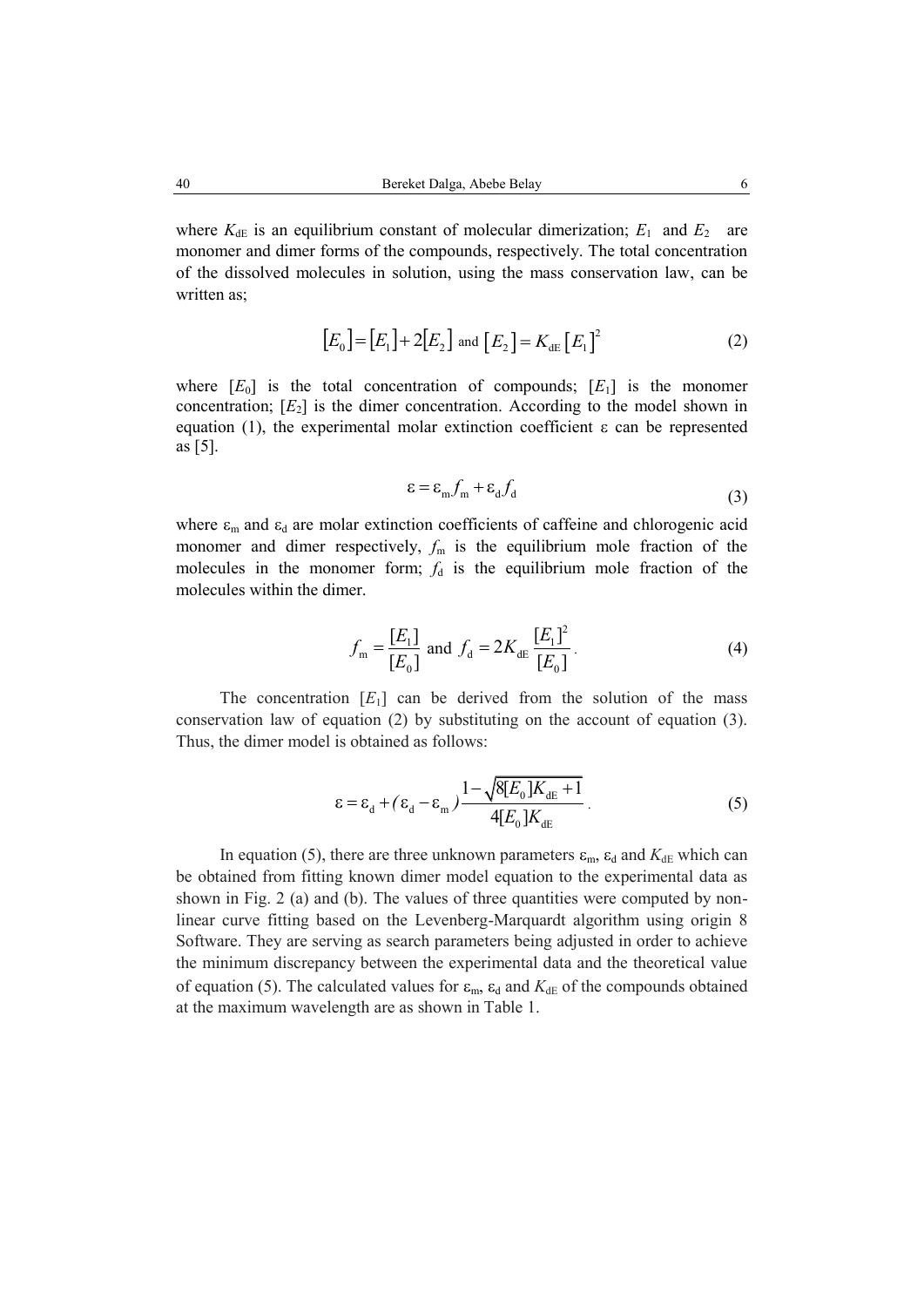where $K_{dE}$ is an equilibrium constant of molecular dimerization; $E_1$ and $E_2$ are monomer and dimer forms of the compounds, respectively. The total concentration of the dissolved molecules in solution, using the mass conservation law, can be written as;

$$[E_0] = [E_1] + 2[E_2] \text{ and } [E_2] = K_{dE}[E_1]^2 \tag{2}$$

where $[E_0]$ is the total concentration of compounds; $[E_1]$ is the monomer concentration; $[E_2]$ is the dimer concentration. According to the model shown in equation (1), the experimental molar extinction coefficient ε can be represented as [5].

$$\varepsilon = \varepsilon_m f_m + \varepsilon_d f_d \tag{3}$$

where $\varepsilon_m$ and $\varepsilon_d$ are molar extinction coefficients of caffeine and chlorogenic acid monomer and dimer respectively, $f_m$ is the equilibrium mole fraction of the molecules in the monomer form; $f_d$ is the equilibrium mole fraction of the molecules within the dimer.

$$f_m = \frac{[E_1]}{[E_0]} \text{ and } f_d = 2K_{dE}\frac{[E_1]^2}{[E_0]}. \tag{4}$$

The concentration $[E_1]$ can be derived from the solution of the mass conservation law of equation (2) by substituting on the account of equation (3). Thus, the dimer model is obtained as follows:

$$\varepsilon = \varepsilon_d + (\varepsilon_d - \varepsilon_m)\frac{1 - \sqrt{8[E_0]K_{dE} + 1}}{4[E_0]K_{dE}}. \tag{5}$$

In equation (5), there are three unknown parameters $\varepsilon_m$, $\varepsilon_d$ and $K_{dE}$ which can be obtained from fitting known dimer model equation to the experimental data as shown in Fig. 2 (a) and (b). The values of three quantities were computed by non-linear curve fitting based on the Levenberg-Marquardt algorithm using origin 8 Software. They are serving as search parameters being adjusted in order to achieve the minimum discrepancy between the experimental data and the theoretical value of equation (5). The calculated values for $\varepsilon_m$, $\varepsilon_d$ and $K_{dE}$ of the compounds obtained at the maximum wavelength are as shown in Table 1.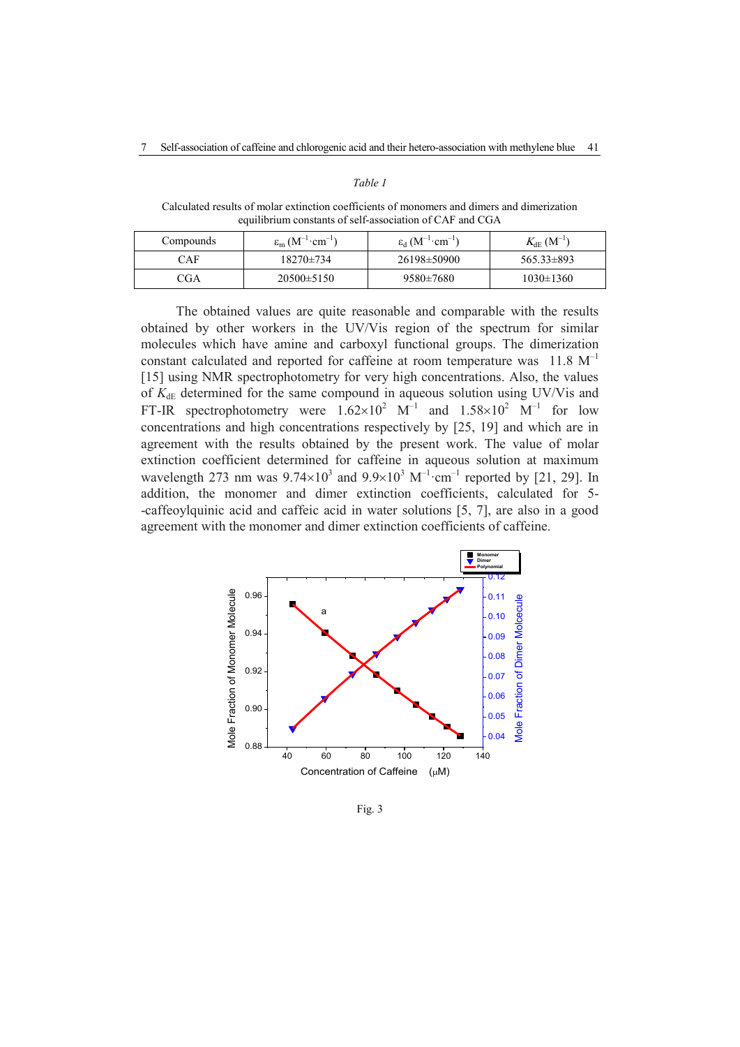*Table 1*

Calculated results of molar extinction coefficients of monomers and dimers and dimerization equilibrium constants of self-association of CAF and CGA

| Compounds | $\varepsilon_m$ ($M^{-1}\cdot cm^{-1}$) | $\varepsilon_d$ ($M^{-1}\cdot cm^{-1}$) | $K_{dE}$ ($M^{-1}$) |
|---|---|---|---|
| CAF | 18270±734 | 26198±50900 | 565.33±893 |
| CGA | 20500±5150 | 9580±7680 | 1030±1360 |

The obtained values are quite reasonable and comparable with the results obtained by other workers in the UV/Vis region of the spectrum for similar molecules which have amine and carboxyl functional groups. The dimerization constant calculated and reported for caffeine at room temperature was 11.8 $M^{-1}$ [15] using NMR spectrophotometry for very high concentrations. Also, the values of $K_{dE}$ determined for the same compound in aqueous solution using UV/Vis and FT-IR spectrophotometry were $1.62\times10^2$ $M^{-1}$ and $1.58\times10^2$ $M^{-1}$ for low concentrations and high concentrations respectively by [25, 19] and which are in agreement with the results obtained by the present work. The value of molar extinction coefficient determined for caffeine in aqueous solution at maximum wavelength 273 nm was $9.74\times10^3$ and $9.9\times10^3$ $M^{-1}\cdot cm^{-1}$ reported by [21, 29]. In addition, the monomer and dimer extinction coefficients, calculated for 5-caffeoylquinic acid and caffeic acid in water solutions [5, 7], are also in a good agreement with the monomer and dimer extinction coefficients of caffeine.

Fig. 3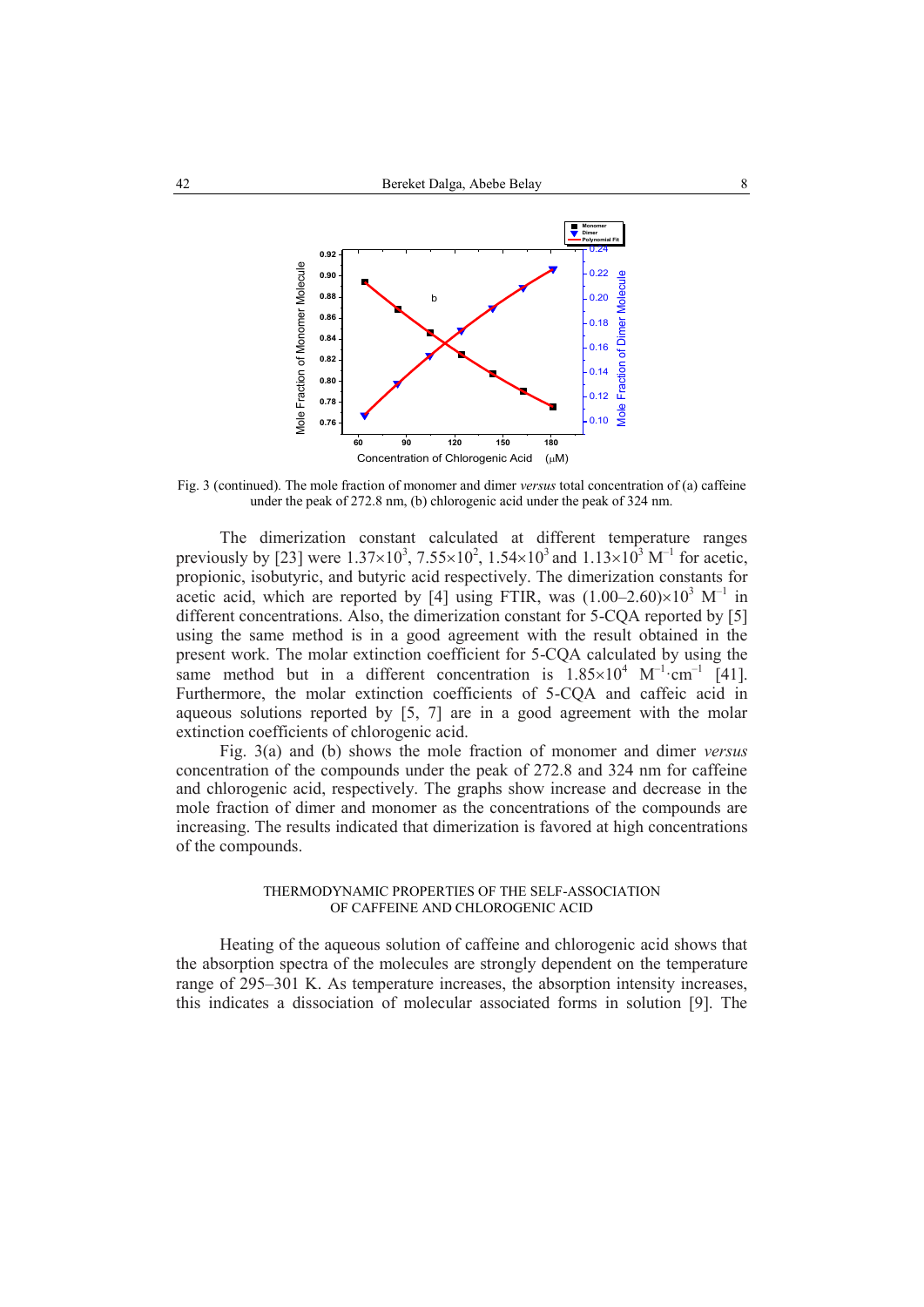Fig. 3 (continued). The mole fraction of monomer and dimer *versus* total concentration of (a) caffeine under the peak of 272.8 nm, (b) chlorogenic acid under the peak of 324 nm.

The dimerization constant calculated at different temperature ranges previously by [23] were $1.37\times10^3$, $7.55\times10^2$, $1.54\times10^3$ and $1.13\times10^3$ $M^{-1}$ for acetic, propionic, isobutyric, and butyric acid respectively. The dimerization constants for acetic acid, which are reported by [4] using FTIR, was $(1.00–2.60)\times10^3$ $M^{-1}$ in different concentrations. Also, the dimerization constant for 5-CQA reported by [5] using the same method is in a good agreement with the result obtained in the present work. The molar extinction coefficient for 5-CQA calculated by using the same method but in a different concentration is $1.85\times10^4$ $M^{-1}\cdot cm^{-1}$ [41]. Furthermore, the molar extinction coefficients of 5-CQA and caffeic acid in aqueous solutions reported by [5, 7] are in a good agreement with the molar extinction coefficients of chlorogenic acid.

Fig. 3(a) and (b) shows the mole fraction of monomer and dimer *versus* concentration of the compounds under the peak of 272.8 and 324 nm for caffeine and chlorogenic acid, respectively. The graphs show increase and decrease in the mole fraction of dimer and monomer as the concentrations of the compounds are increasing. The results indicated that dimerization is favored at high concentrations of the compounds.

## THERMODYNAMIC PROPERTIES OF THE SELF-ASSOCIATION OF CAFFEINE AND CHLOROGENIC ACID

Heating of the aqueous solution of caffeine and chlorogenic acid shows that the absorption spectra of the molecules are strongly dependent on the temperature range of 295–301 K. As temperature increases, the absorption intensity increases, this indicates a dissociation of molecular associated forms in solution [9]. The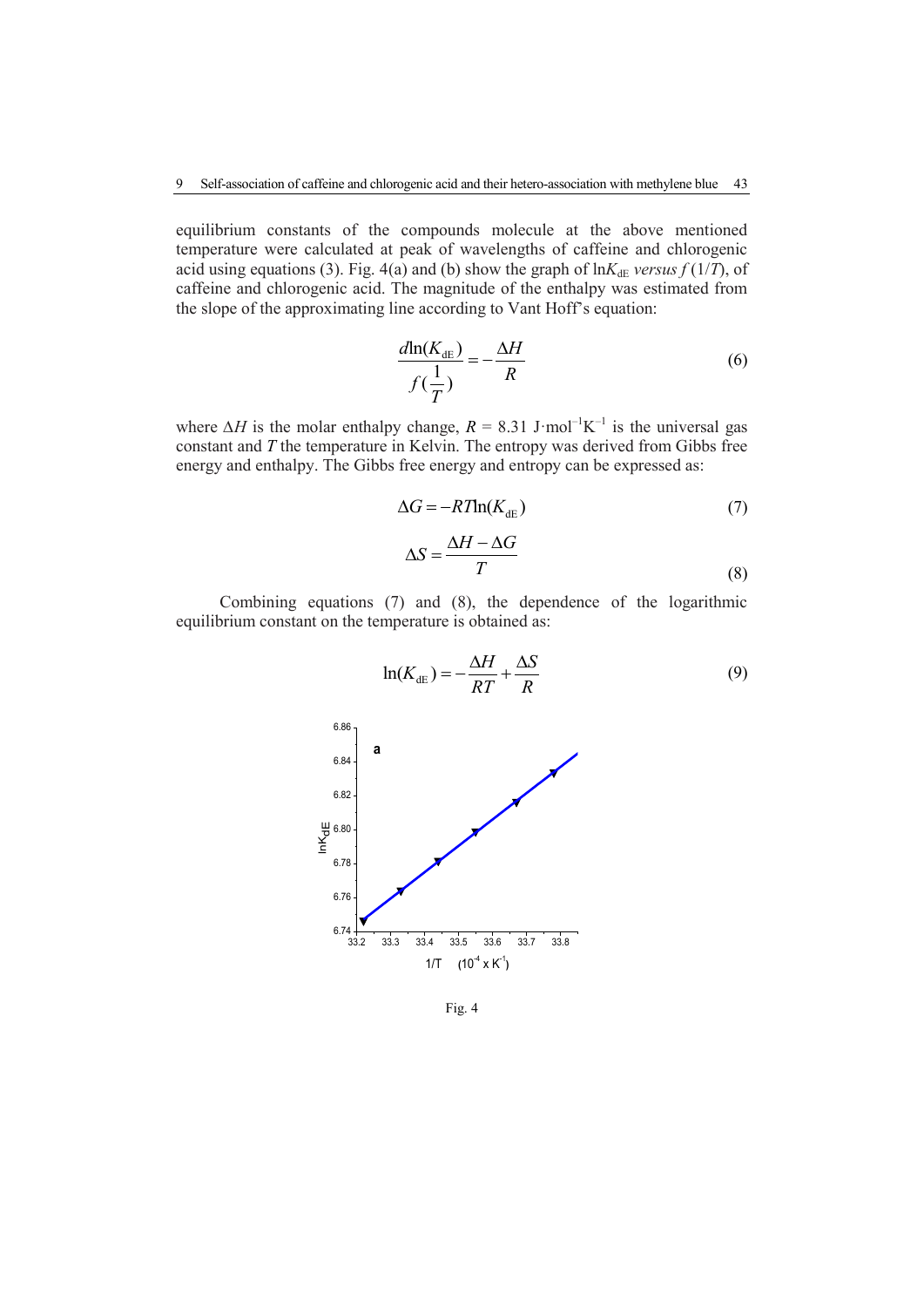equilibrium constants of the compounds molecule at the above mentioned temperature were calculated at peak of wavelengths of caffeine and chlorogenic acid using equations (3). Fig. 4(a) and (b) show the graph of $\ln K_{dE}$ *versus* $f\,(1/T)$, of caffeine and chlorogenic acid. The magnitude of the enthalpy was estimated from the slope of the approximating line according to Vant Hoff's equation:

$$\frac{d\ln(K_{dE})}{f(\frac{1}{T})} = -\frac{\Delta H}{R} \tag{6}$$

where $\Delta H$ is the molar enthalpy change, $R$ = 8.31 J·mol$^{-1}$K$^{-1}$ is the universal gas constant and $T$ the temperature in Kelvin. The entropy was derived from Gibbs free energy and enthalpy. The Gibbs free energy and entropy can be expressed as:

$$\Delta G = -RT\ln(K_{dE}) \tag{7}$$

$$\Delta S = \frac{\Delta H - \Delta G}{T} \tag{8}$$

Combining equations (7) and (8), the dependence of the logarithmic equilibrium constant on the temperature is obtained as:

$$\ln(K_{dE}) = -\frac{\Delta H}{RT} + \frac{\Delta S}{R} \tag{9}$$

Fig. 4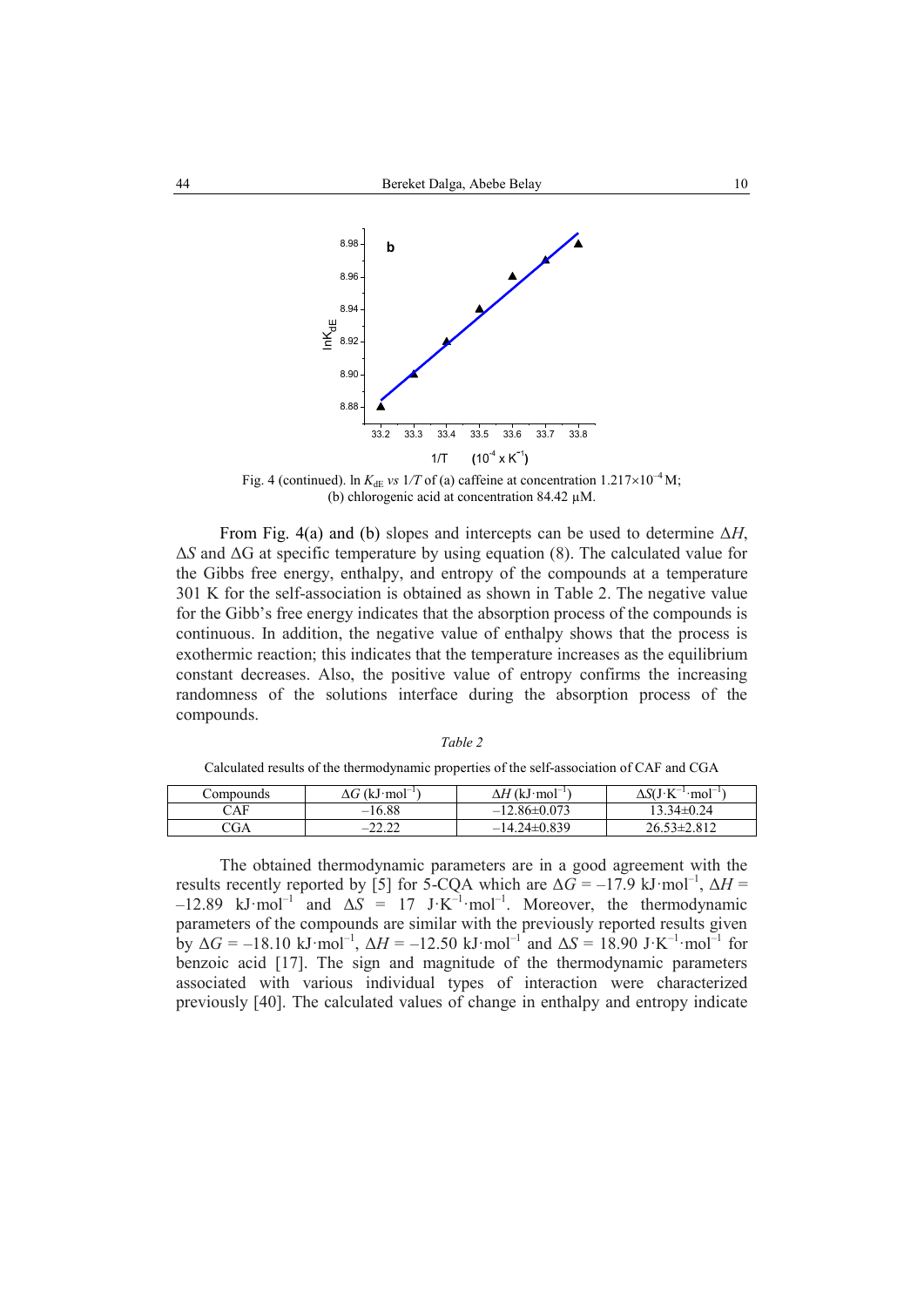Fig. 4 (continued). ln $K_{dE}$ *vs* $1/T$ of (a) caffeine at concentration $1.217\times10^{-4}$ M; (b) chlorogenic acid at concentration 84.42 μM.

From Fig. 4(a) and (b) slopes and intercepts can be used to determine $\Delta H$, $\Delta S$ and $\Delta G$ at specific temperature by using equation (8). The calculated value for the Gibbs free energy, enthalpy, and entropy of the compounds at a temperature 301 K for the self-association is obtained as shown in Table 2. The negative value for the Gibb's free energy indicates that the absorption process of the compounds is continuous. In addition, the negative value of enthalpy shows that the process is exothermic reaction; this indicates that the temperature increases as the equilibrium constant decreases. Also, the positive value of entropy confirms the increasing randomness of the solutions interface during the absorption process of the compounds.

*Table 2*

Calculated results of the thermodynamic properties of the self-association of CAF and CGA

| Compounds | $\Delta G$ (kJ·mol$^{-1}$) | $\Delta H$ (kJ·mol$^{-1}$) | $\Delta S$(J·K$^{-1}$·mol$^{-1}$) |
|---|---|---|---|
| CAF | –16.88 | –12.86±0.073 | 13.34±0.24 |
| CGA | –22.22 | –14.24±0.839 | 26.53±2.812 |

The obtained thermodynamic parameters are in a good agreement with the results recently reported by [5] for 5-CQA which are $\Delta G$ = –17.9 kJ·mol$^{-1}$, $\Delta H$ = –12.89 kJ·mol$^{-1}$ and $\Delta S$ = 17 J·K$^{-1}$·mol$^{-1}$. Moreover, the thermodynamic parameters of the compounds are similar with the previously reported results given by $\Delta G$ = –18.10 kJ·mol$^{-1}$, $\Delta H$ = –12.50 kJ·mol$^{-1}$ and $\Delta S$ = 18.90 J·K$^{-1}$·mol$^{-1}$ for benzoic acid [17]. The sign and magnitude of the thermodynamic parameters associated with various individual types of interaction were characterized previously [40]. The calculated values of change in enthalpy and entropy indicate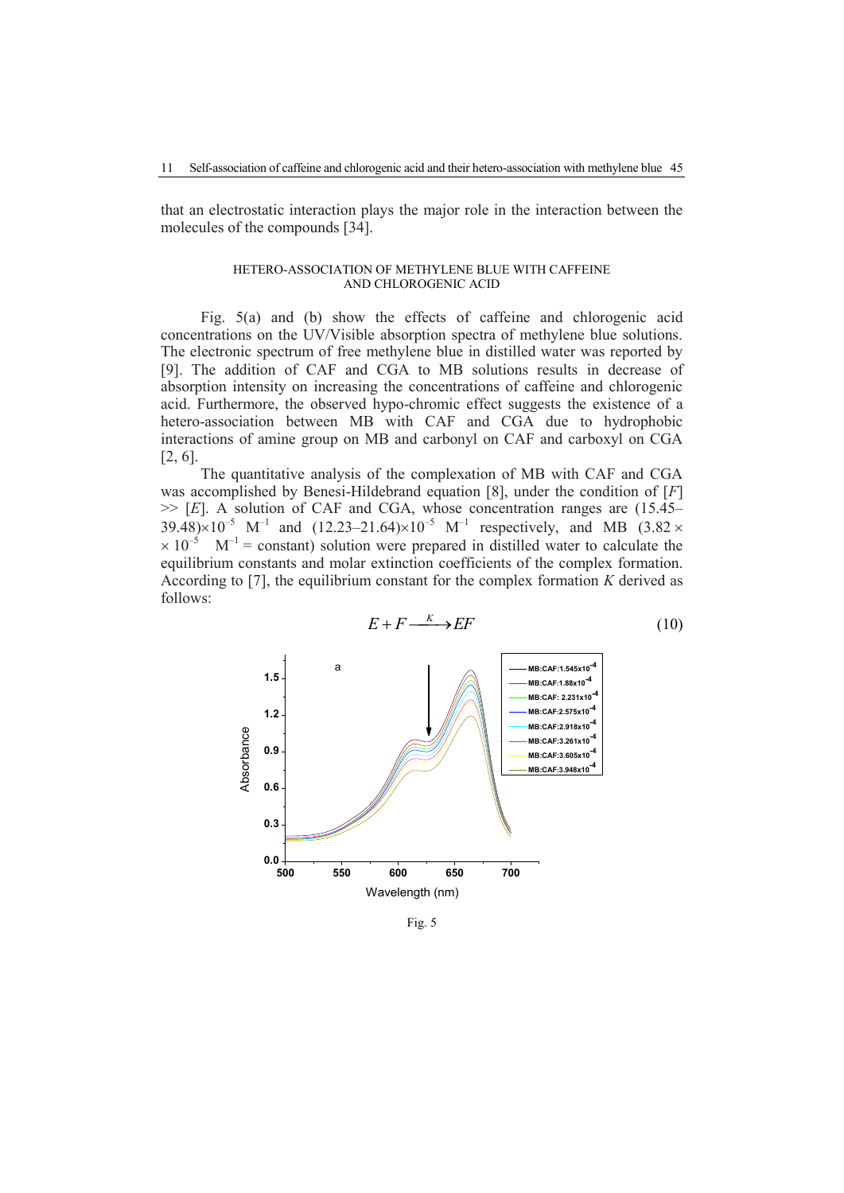that an electrostatic interaction plays the major role in the interaction between the molecules of the compounds [34].

### HETERO-ASSOCIATION OF METHYLENE BLUE WITH CAFFEINE AND CHLOROGENIC ACID

Fig. 5(a) and (b) show the effects of caffeine and chlorogenic acid concentrations on the UV/Visible absorption spectra of methylene blue solutions. The electronic spectrum of free methylene blue in distilled water was reported by [9]. The addition of CAF and CGA to MB solutions results in decrease of absorption intensity on increasing the concentrations of caffeine and chlorogenic acid. Furthermore, the observed hypo-chromic effect suggests the existence of a hetero-association between MB with CAF and CGA due to hydrophobic interactions of amine group on MB and carbonyl on CAF and carboxyl on CGA [2, 6].

The quantitative analysis of the complexation of MB with CAF and CGA was accomplished by Benesi-Hildebrand equation [8], under the condition of $[F] >> [E]$. A solution of CAF and CGA, whose concentration ranges are $(15.45–39.48)\times10^{-5}$ $M^{-1}$ and $(12.23–21.64)\times10^{-5}$ $M^{-1}$ respectively, and MB ($3.82 \times 10^{-5}$ $M^{-1}$ = constant) solution were prepared in distilled water to calculate the equilibrium constants and molar extinction coefficients of the complex formation. According to [7], the equilibrium constant for the complex formation $K$ derived as follows:

$$E + F \xrightarrow{K} EF \tag{10}$$

Fig. 5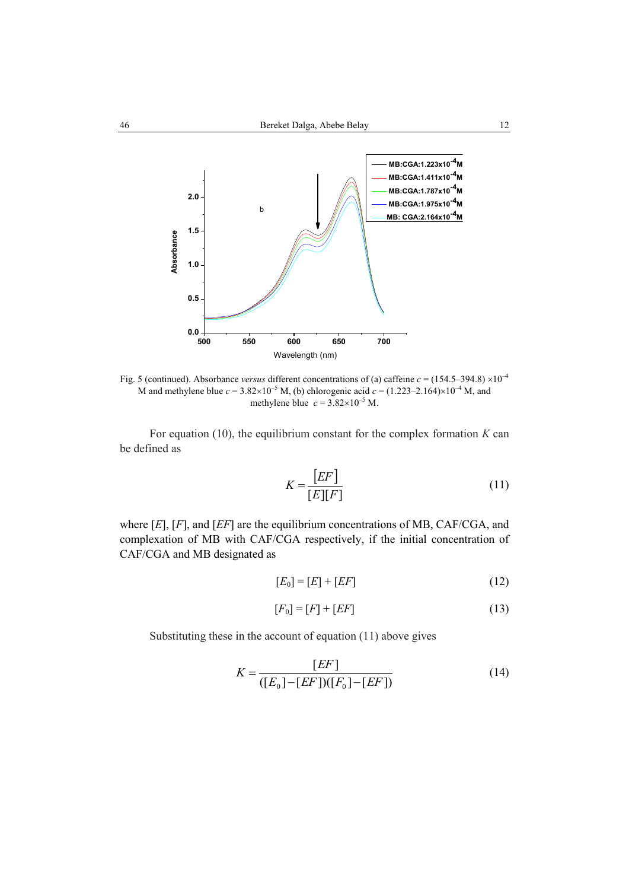Fig. 5 (continued). Absorbance *versus* different concentrations of (a) caffeine $c = (154.5–394.8) \times 10^{-4}$ M and methylene blue $c = 3.82\times10^{-5}$ M, (b) chlorogenic acid $c = (1.223–2.164)\times10^{-4}$ M, and methylene blue $c = 3.82\times10^{-5}$ M.

For equation (10), the equilibrium constant for the complex formation $K$ can be defined as

$$K = \frac{[EF]}{[E][F]} \tag{11}$$

where $[E]$, $[F]$, and $[EF]$ are the equilibrium concentrations of MB, CAF/CGA, and complexation of MB with CAF/CGA respectively, if the initial concentration of CAF/CGA and MB designated as

$$[E_0] = [E] + [EF] \tag{12}$$

$$[F_0] = [F] + [EF] \tag{13}$$

Substituting these in the account of equation (11) above gives

$$K = \frac{[EF]}{([E_0]-[EF])([F_0]-[EF])} \tag{14}$$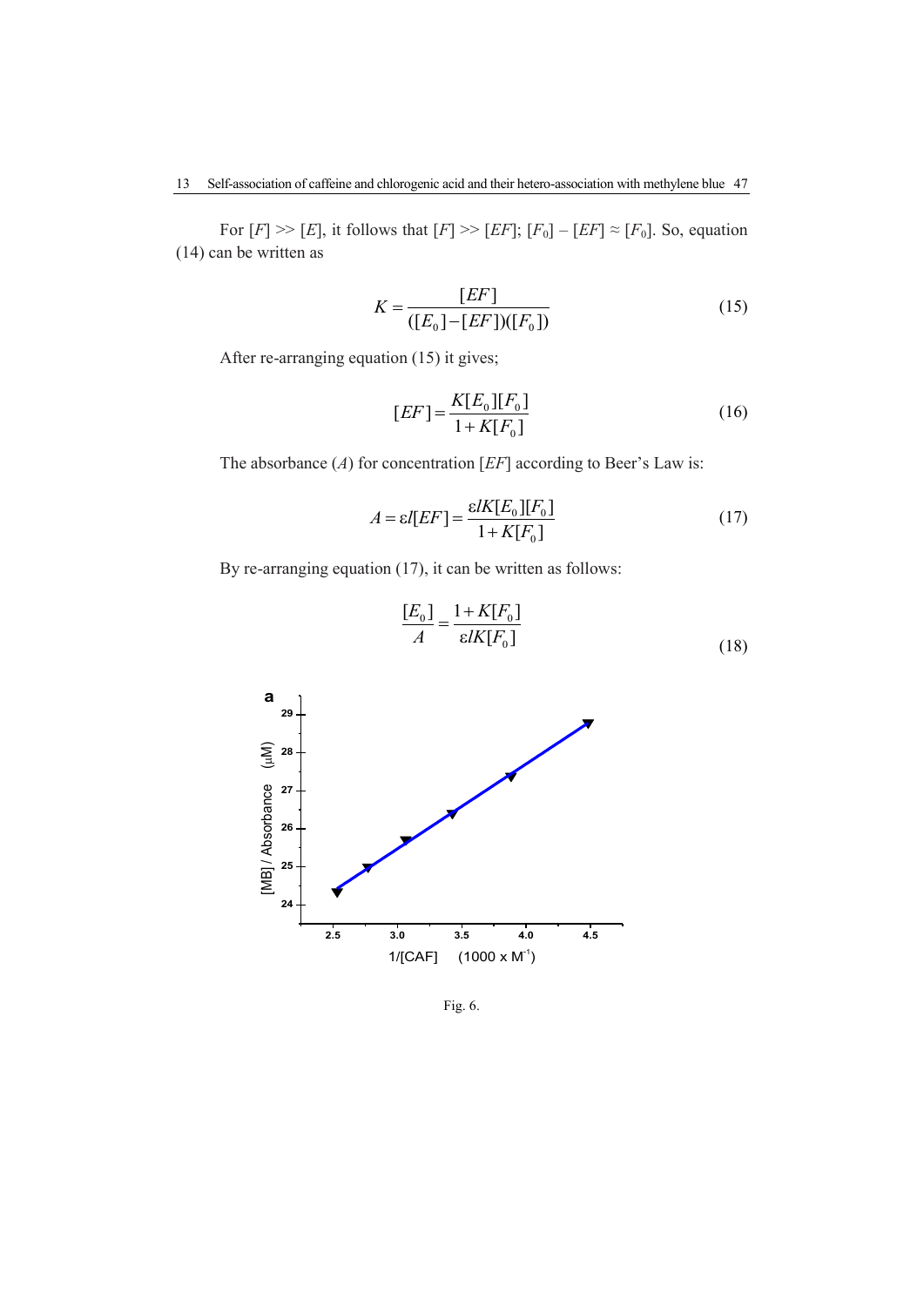For $[F] >> [E]$, it follows that $[F] >> [EF]$; $[F_0] - [EF] \approx [F_0]$. So, equation (14) can be written as

$$K = \frac{[EF]}{([E_0]-[EF])([F_0])} \tag{15}$$

After re-arranging equation (15) it gives;

$$[EF] = \frac{K[E_0][F_0]}{1+K[F_0]} \tag{16}$$

The absorbance ($A$) for concentration $[EF]$ according to Beer's Law is:

$$A = \varepsilon l[EF] = \frac{\varepsilon lK[E_0][F_0]}{1+K[F_0]} \tag{17}$$

By re-arranging equation (17), it can be written as follows:

$$\frac{[E_0]}{A} = \frac{1+K[F_0]}{\varepsilon lK[F_0]} \tag{18}$$

Fig. 6.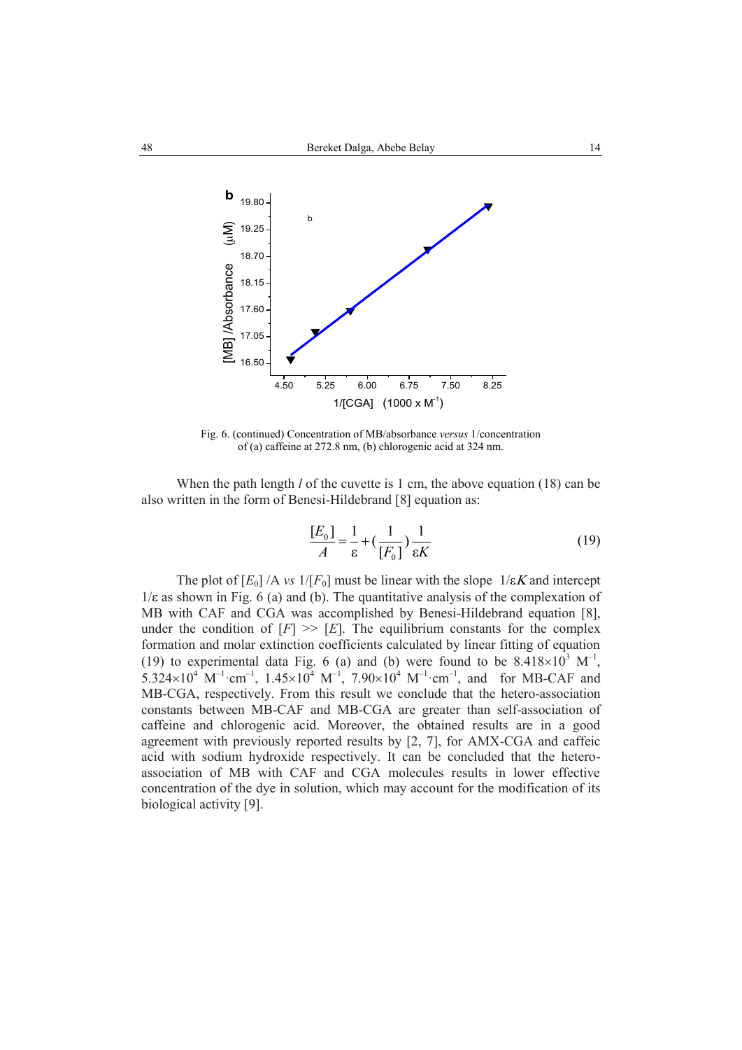Fig. 6. (continued) Concentration of MB/absorbance *versus* 1/concentration of (a) caffeine at 272.8 nm, (b) chlorogenic acid at 324 nm.

When the path length $l$ of the cuvette is 1 cm, the above equation (18) can be also written in the form of Benesi-Hildebrand [8] equation as:

$$\frac{[E_0]}{A} = \frac{1}{\varepsilon} + \left(\frac{1}{[F_0]}\right)\frac{1}{\varepsilon K} \tag{19}$$

The plot of $[E_0]$ /A *vs* $1/[F_0]$ must be linear with the slope $1/\varepsilon K$ and intercept $1/\varepsilon$ as shown in Fig. 6 (a) and (b). The quantitative analysis of the complexation of MB with CAF and CGA was accomplished by Benesi-Hildebrand equation [8], under the condition of $[F] >> [E]$. The equilibrium constants for the complex formation and molar extinction coefficients calculated by linear fitting of equation (19) to experimental data Fig. 6 (a) and (b) were found to be $8.418\times10^3$ $M^{-1}$, $5.324\times10^4$ $M^{-1}\cdot cm^{-1}$, $1.45\times10^4$ $M^{-1}$, $7.90\times10^4$ $M^{-1}\cdot cm^{-1}$, and for MB-CAF and MB-CGA, respectively. From this result we conclude that the hetero-association constants between MB-CAF and MB-CGA are greater than self-association of caffeine and chlorogenic acid. Moreover, the obtained results are in a good agreement with previously reported results by [2, 7], for AMX-CGA and caffeic acid with sodium hydroxide respectively. It can be concluded that the hetero-association of MB with CAF and CGA molecules results in lower effective concentration of the dye in solution, which may account for the modification of its biological activity [9].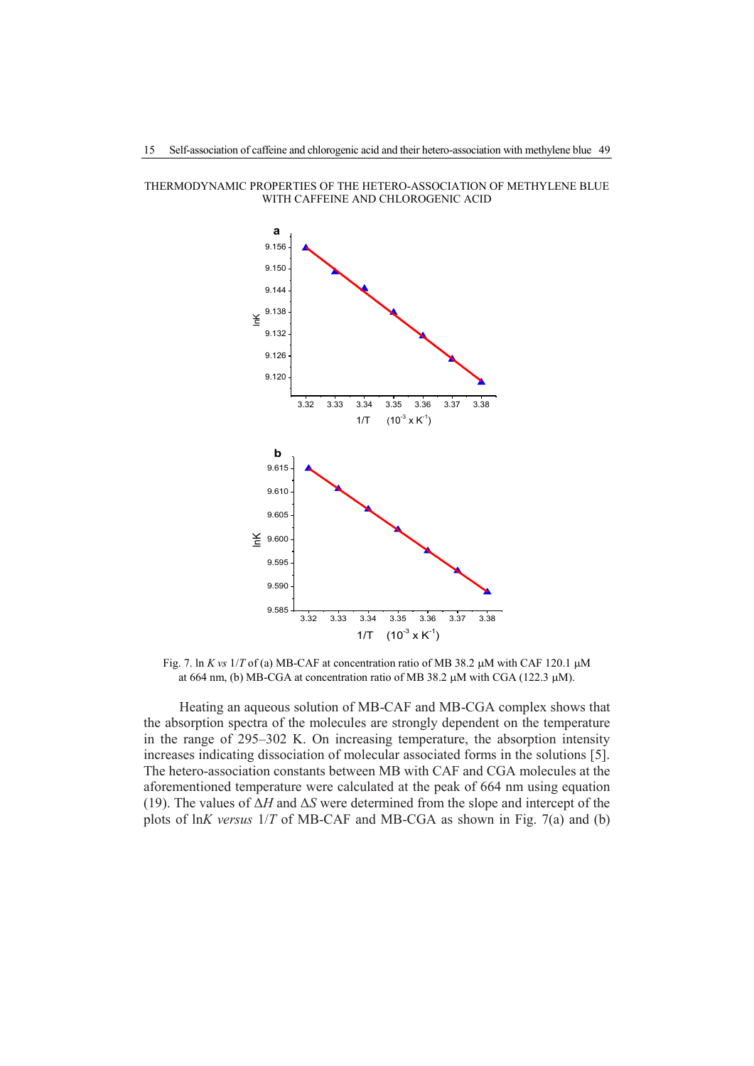THERMODYNAMIC PROPERTIES OF THE HETERO-ASSOCIATION OF METHYLENE BLUE WITH CAFFEINE AND CHLOROGENIC ACID

Fig. 7. ln $K$ *vs* $1/T$ of (a) MB-CAF at concentration ratio of MB 38.2 μM with CAF 120.1 μM at 664 nm, (b) MB-CGA at concentration ratio of MB 38.2 μM with CGA (122.3 μM).

Heating an aqueous solution of MB-CAF and MB-CGA complex shows that the absorption spectra of the molecules are strongly dependent on the temperature in the range of 295–302 K. On increasing temperature, the absorption intensity increases indicating dissociation of molecular associated forms in the solutions [5]. The hetero-association constants between MB with CAF and CGA molecules at the aforementioned temperature were calculated at the peak of 664 nm using equation (19). The values of $\Delta H$ and $\Delta S$ were determined from the slope and intercept of the plots of ln$K$ *versus* $1/T$ of MB-CAF and MB-CGA as shown in Fig. 7(a) and (b)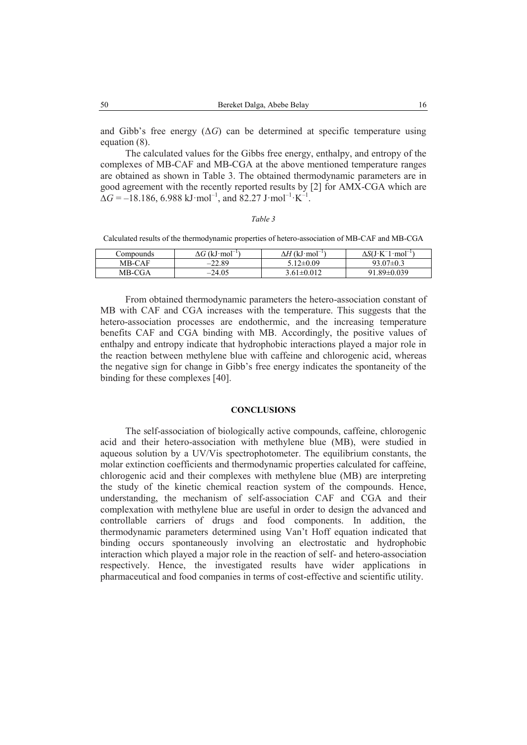and Gibb's free energy ($\Delta G$) can be determined at specific temperature using equation (8).

The calculated values for the Gibbs free energy, enthalpy, and entropy of the complexes of MB-CAF and MB-CGA at the above mentioned temperature ranges are obtained as shown in Table 3. The obtained thermodynamic parameters are in good agreement with the recently reported results by [2] for AMX-CGA which are $\Delta G = -18.186$, 6.988 $\text{kJ}\cdot\text{mol}^{-1}$, and 82.27 $\text{J}\cdot\text{mol}^{-1}\cdot\text{K}^{-1}$.

*Table 3*

Calculated results of the thermodynamic properties of hetero-association of MB-CAF and MB-CGA

| Compounds | $\Delta G$ ($\text{kJ}\cdot\text{mol}^{-1}$) | $\Delta H$ ($\text{kJ}\cdot\text{mol}^{-1}$) | $\Delta S$($\text{J}\cdot\text{K}^{-1}\cdot\text{mol}^{-1}$) |
|---|---|---|---|
| MB-CAF | –22.89 | 5.12±0.09 | 93.07±0.3 |
| MB-CGA | –24.05 | 3.61±0.012 | 91.89±0.039 |

From obtained thermodynamic parameters the hetero-association constant of MB with CAF and CGA increases with the temperature. This suggests that the hetero-association processes are endothermic, and the increasing temperature benefits CAF and CGA binding with MB. Accordingly, the positive values of enthalpy and entropy indicate that hydrophobic interactions played a major role in the reaction between methylene blue with caffeine and chlorogenic acid, whereas the negative sign for change in Gibb's free energy indicates the spontaneity of the binding for these complexes [40].

## CONCLUSIONS

The self-association of biologically active compounds, caffeine, chlorogenic acid and their hetero-association with methylene blue (MB), were studied in aqueous solution by a UV/Vis spectrophotometer. The equilibrium constants, the molar extinction coefficients and thermodynamic properties calculated for caffeine, chlorogenic acid and their complexes with methylene blue (MB) are interpreting the study of the kinetic chemical reaction system of the compounds. Hence, understanding, the mechanism of self-association CAF and CGA and their complexation with methylene blue are useful in order to design the advanced and controllable carriers of drugs and food components. In addition, the thermodynamic parameters determined using Van't Hoff equation indicated that binding occurs spontaneously involving an electrostatic and hydrophobic interaction which played a major role in the reaction of self- and hetero-association respectively. Hence, the investigated results have wider applications in pharmaceutical and food companies in terms of cost-effective and scientific utility.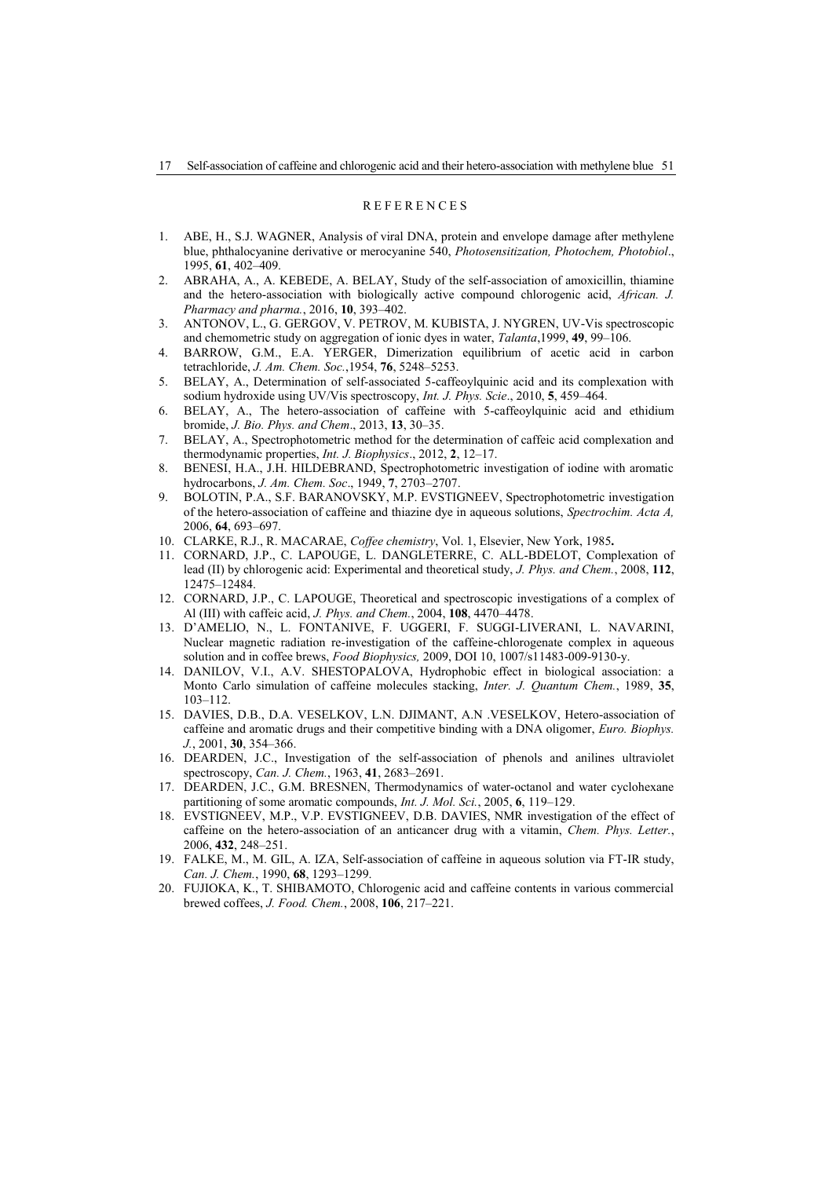## REFERENCES

1. ABE, H., S.J. WAGNER, Analysis of viral DNA, protein and envelope damage after methylene blue, phthalocyanine derivative or merocyanine 540, *Photosensitization, Photochem, Photobiol*., 1995, **61**, 402–409.
2. ABRAHA, A., A. KEBEDE, A. BELAY, Study of the self-association of amoxicillin, thiamine and the hetero-association with biologically active compound chlorogenic acid, *African. J. Pharmacy and pharma.*, 2016, **10**, 393–402.
3. ANTONOV, L., G. GERGOV, V. PETROV, M. KUBISTA, J. NYGREN, UV-Vis spectroscopic and chemometric study on aggregation of ionic dyes in water, *Talanta*,1999, **49**, 99–106.
4. BARROW, G.M., E.A. YERGER, Dimerization equilibrium of acetic acid in carbon tetrachloride, *J. Am. Chem. Soc.*,1954, **76**, 5248–5253.
5. BELAY, A., Determination of self-associated 5-caffeoylquinic acid and its complexation with sodium hydroxide using UV/Vis spectroscopy, *Int. J. Phys. Scie*., 2010, **5**, 459–464.
6. BELAY, A., The hetero-association of caffeine with 5-caffeoylquinic acid and ethidium bromide, *J. Bio. Phys. and Chem*., 2013, **13**, 30–35.
7. BELAY, A., Spectrophotometric method for the determination of caffeic acid complexation and thermodynamic properties, *Int. J. Biophysics*., 2012, **2**, 12–17.
8. BENESI, H.A., J.H. HILDEBRAND, Spectrophotometric investigation of iodine with aromatic hydrocarbons, *J. Am. Chem. Soc*., 1949, **7**, 2703–2707.
9. BOLOTIN, P.A., S.F. BARANOVSKY, M.P. EVSTIGNEEV, Spectrophotometric investigation of the hetero-association of caffeine and thiazine dye in aqueous solutions, *Spectrochim. Acta A,* 2006, **64**, 693–697.
10. CLARKE, R.J., R. MACARAE, *Coffee chemistry*, Vol. 1, Elsevier, New York, 1985**.**
11. CORNARD, J.P., C. LAPOUGE, L. DANGLETERRE, C. ALL-BDELOT, Complexation of lead (II) by chlorogenic acid: Experimental and theoretical study, *J. Phys. and Chem.*, 2008, **112**, 12475–12484.
12. CORNARD, J.P., C. LAPOUGE, Theoretical and spectroscopic investigations of a complex of Al (III) with caffeic acid, *J. Phys. and Chem.*, 2004, **108**, 4470–4478.
13. D'AMELIO, N., L. FONTANIVE, F. UGGERI, F. SUGGI-LIVERANI, L. NAVARINI, Nuclear magnetic radiation re-investigation of the caffeine-chlorogenate complex in aqueous solution and in coffee brews, *Food Biophysics,* 2009, DOI 10, 1007/s11483-009-9130-y.
14. DANILOV, V.I., A.V. SHESTOPALOVA, Hydrophobic effect in biological association: a Monto Carlo simulation of caffeine molecules stacking, *Inter. J. Quantum Chem.*, 1989, **35**, 103–112.
15. DAVIES, D.B., D.A. VESELKOV, L.N. DJIMANT, A.N .VESELKOV, Hetero-association of caffeine and aromatic drugs and their competitive binding with a DNA oligomer, *Euro. Biophys. J.*, 2001, **30**, 354–366.
16. DEARDEN, J.C., Investigation of the self-association of phenols and anilines ultraviolet spectroscopy, *Can. J. Chem.*, 1963, **41**, 2683–2691.
17. DEARDEN, J.C., G.M. BRESNEN, Thermodynamics of water-octanol and water cyclohexane partitioning of some aromatic compounds, *Int. J. Mol. Sci.*, 2005, **6**, 119–129.
18. EVSTIGNEEV, M.P., V.P. EVSTIGNEEV, D.B. DAVIES, NMR investigation of the effect of caffeine on the hetero-association of an anticancer drug with a vitamin, *Chem. Phys. Letter.*, 2006, **432**, 248–251.
19. FALKE, M., M. GIL, A. IZA, Self-association of caffeine in aqueous solution via FT-IR study, *Can. J. Chem.*, 1990, **68**, 1293–1299.
20. FUJIOKA, K., T. SHIBAMOTO, Chlorogenic acid and caffeine contents in various commercial brewed coffees, *J. Food. Chem.*, 2008, **106**, 217–221.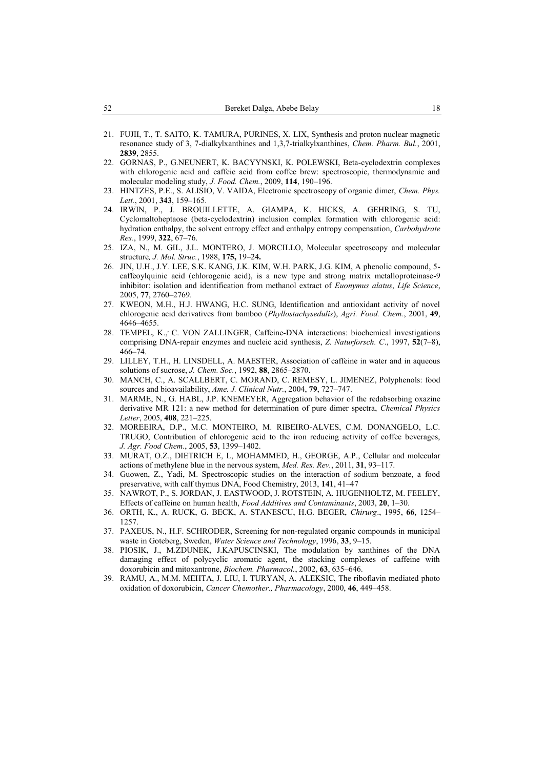21. FUJII, T., T. SAITO, K. TAMURA, PURINES, X. LIX, Synthesis and proton nuclear magnetic resonance study of 3, 7-dialkylxanthines and 1,3,7-trialkylxanthines, *Chem. Pharm. Bul.*, 2001, **2839**, 2855.
22. GORNAS, P., G.NEUNERT, K. BACYYNSKI, K. POLEWSKI, Beta-cyclodextrin complexes with chlorogenic acid and caffeic acid from coffee brew: spectroscopic, thermodynamic and molecular modeling study, *J. Food. Chem.*, 2009, **114**, 190–196.
23. HINTZES, P.E., S. ALISIO, V. VAIDA, Electronic spectroscopy of organic dimer, *Chem. Phys. Lett.*, 2001, **343**, 159–165.
24. IRWIN, P., J. BROUILLETTE, A. GIAMPA, K. HICKS, A. GEHRING, S. TU, Cyclomaltoheptaose (beta-cyclodextrin) inclusion complex formation with chlorogenic acid: hydration enthalpy, the solvent entropy effect and enthalpy entropy compensation, *Carbohydrate Res.*, 1999, **322**, 67–76.
25. IZA, N., M. GIL, J.L. MONTERO, J. MORCILLO, Molecular spectroscopy and molecular structure*, J. Mol. Struc.*, 1988, **175,** 19–24**.**
26. JIN, U.H., J.Y. LEE, S.K. KANG, J.K. KIM, W.H. PARK, J.G. KIM, A phenolic compound, 5-caffeoylquinic acid (chlorogenic acid), is a new type and strong matrix metalloproteinase-9 inhibitor: isolation and identification from methanol extract of *Euonymus alatus*, *Life Science*, 2005, **77**, 2760–2769.
27. KWEON, M.H., H.J. HWANG, H.C. SUNG, Identification and antioxidant activity of novel chlorogenic acid derivatives from bamboo (*Phyllostachysedulis*), *Agri. Food. Chem.*, 2001, **49**, 4646–4655.
28. TEMPEL, K., C. VON ZALLINGER, Caffeine-DNA interactions: biochemical investigations comprising DNA-repair enzymes and nucleic acid synthesis, *Z. Naturforsch. C*., 1997, **52**(7–8), 466–74.
29. LILLEY, T.H., H. LINSDELL, A. MAESTER, Association of caffeine in water and in aqueous solutions of sucrose, *J. Chem. Soc.*, 1992, **88**, 2865–2870.
30. MANCH, C., A. SCALLBERT, C. MORAND, C. REMESY, L. JIMENEZ, Polyphenols: food sources and bioavailability, *Ame. J. Clinical Nutr.*, 2004, **79**, 727–747.
31. MARME, N., G. HABL, J.P. KNEMEYER, Aggregation behavior of the redabsorbing oxazine derivative MR 121: a new method for determination of pure dimer spectra, *Chemical Physics Letter*, 2005, **408**, 221–225.
32. MOREEIRA, D.P., M.C. MONTEIRO, M. RIBEIRO-ALVES, C.M. DONANGELO, L.C. TRUGO, Contribution of chlorogenic acid to the iron reducing activity of coffee beverages, *J. Agr. Food Chem*., 2005, **53**, 1399–1402.
33. MURAT, O.Z., DIETRICH E, L, MOHAMMED, H., GEORGE, A.P., Cellular and molecular actions of methylene blue in the nervous system, *Med. Res. Rev.*, 2011, **31**, 93–117.
34. Guowen, Z., Yadi, M. Spectroscopic studies on the interaction of sodium benzoate, a food preservative, with calf thymus DNA, Food Chemistry, 2013, **141**, 41–47
35. NAWROT, P., S. JORDAN, J. EASTWOOD, J. ROTSTEIN, A. HUGENHOLTZ, M. FEELEY, Effects of caffeine on human health, *Food Additives and Contaminants*, 2003, **20**, 1–30.
36. ORTH, K., A. RUCK, G. BECK, A. STANESCU, H.G. BEGER, *Chirurg*., 1995, **66**, 1254–1257.
37. PAXEUS, N., H.F. SCHRODER, Screening for non-regulated organic compounds in municipal waste in Goteberg, Sweden, *Water Science and Technology*, 1996, **33**, 9–15.
38. PIOSIK, J., M.ZDUNEK, J.KAPUSCINSKI, The modulation by xanthines of the DNA damaging effect of polycyclic aromatic agent, the stacking complexes of caffeine with doxorubicin and mitoxantrone, *Biochem. Pharmacol.*, 2002, **63**, 635–646.
39. RAMU, A., M.M. MEHTA, J. LIU, I. TURYAN, A. ALEKSIC, The riboflavin mediated photo oxidation of doxorubicin, *Cancer Chemother., Pharmacology*, 2000, **46**, 449–458.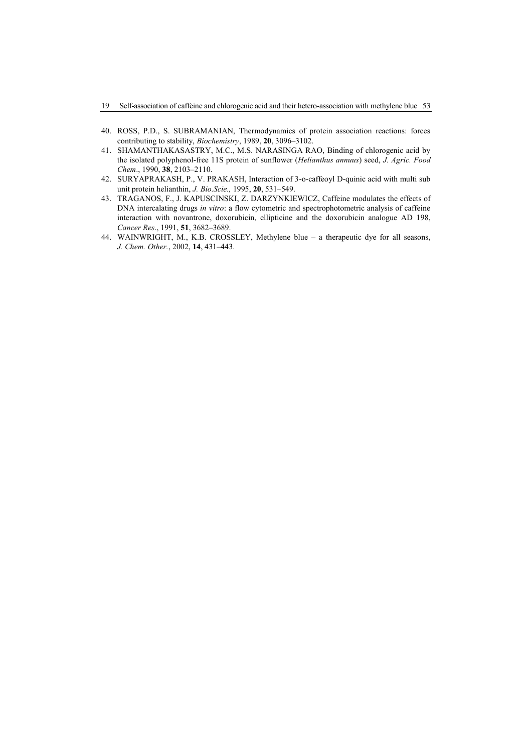40. ROSS, P.D., S. SUBRAMANIAN, Thermodynamics of protein association reactions: forces contributing to stability, *Biochemistry*, 1989, **20**, 3096–3102.
41. SHAMANTHAKASASTRY, M.C., M.S. NARASINGA RAO, Binding of chlorogenic acid by the isolated polyphenol-free 11S protein of sunflower (*Helianthus annuus*) seed, *J. Agric. Food Chem*., 1990, **38**, 2103–2110.
42. SURYAPRAKASH, P., V. PRAKASH, Interaction of 3-o-caffeoyl D-quinic acid with multi sub unit protein helianthin, *J. Bio.Scie.,* 1995, **20**, 531–549.
43. TRAGANOS, F., J. KAPUSCINSKI, Z. DARZYNKIEWICZ, Caffeine modulates the effects of DNA intercalating drugs *in vitro*: a flow cytometric and spectrophotometric analysis of caffeine interaction with novantrone, doxorubicin, ellipticine and the doxorubicin analogue AD 198, *Cancer Res*., 1991, **51**, 3682–3689.
44. WAINWRIGHT, M., K.B. CROSSLEY, Methylene blue – a therapeutic dye for all seasons, *J. Chem. Other.*, 2002, **14**, 431–443.